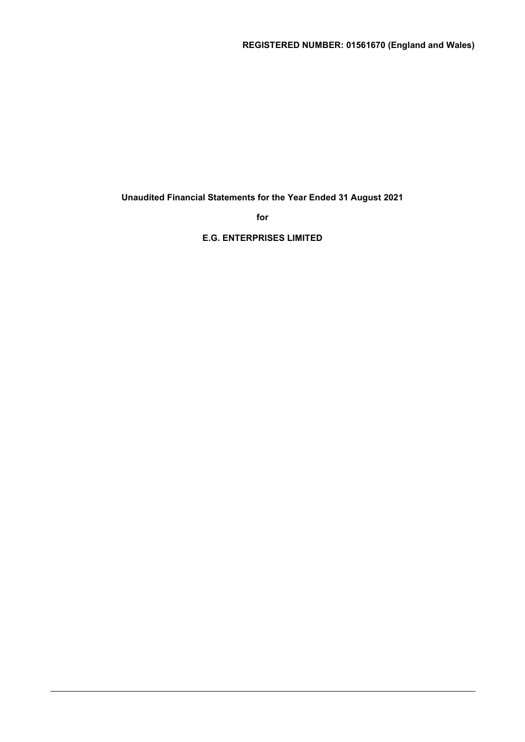**REGISTERED NUMBER: 01561670 (England and Wales)**

**Unaudited Financial Statements for the Year Ended 31 August 2021**

**for**

**E.G. ENTERPRISES LIMITED**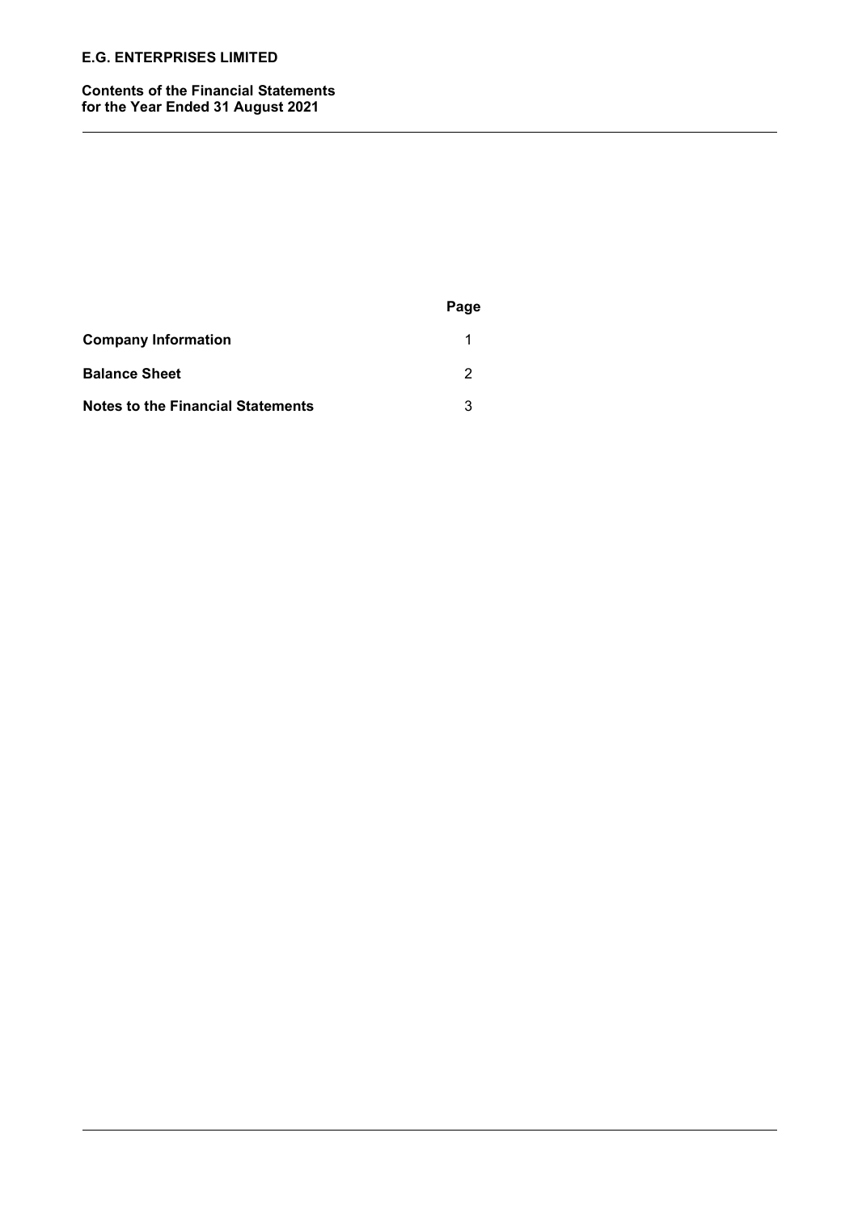**E.G. ENTERPRISES LIMITED**

**Contents of the Financial Statements**
**for the Year Ended 31 August 2021**

| | Page |
|---|---|
| **Company Information** | 1 |
| **Balance Sheet** | 2 |
| **Notes to the Financial Statements** | 3 |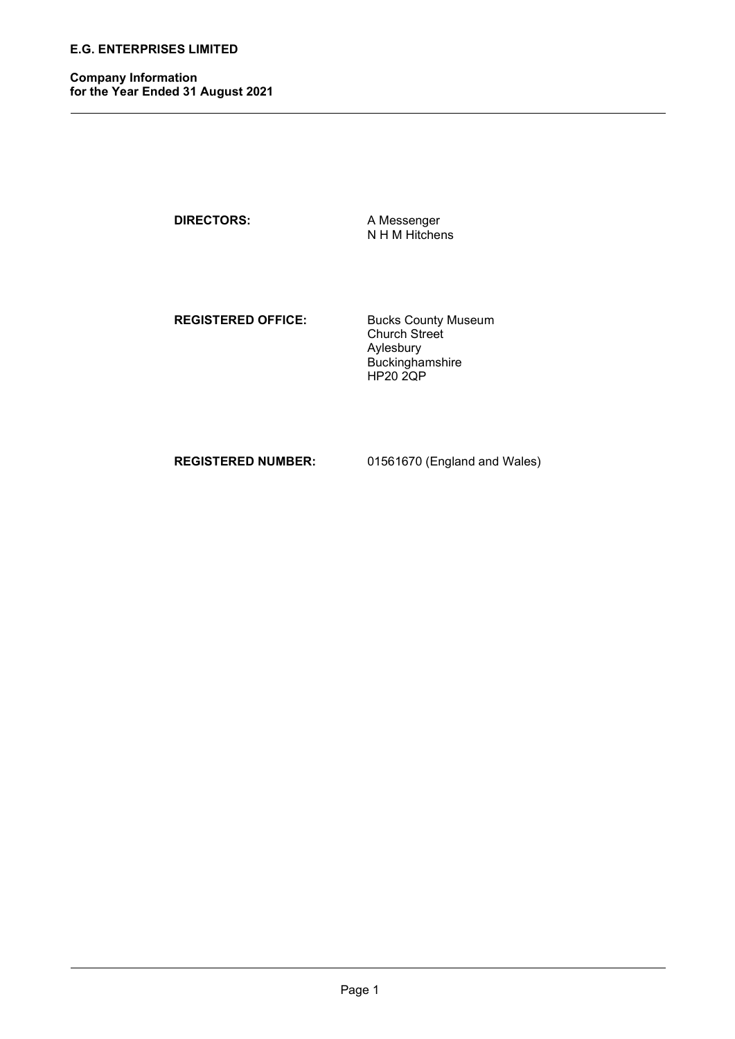# E.G. ENTERPRISES LIMITED

## Company Information for the Year Ended 31 August 2021

| | |
|---|---|
| **DIRECTORS:** | A Messenger<br>N H M Hitchens |
| **REGISTERED OFFICE:** | Bucks County Museum<br>Church Street<br>Aylesbury<br>Buckinghamshire<br>HP20 2QP |
| **REGISTERED NUMBER:** | 01561670 (England and Wales) |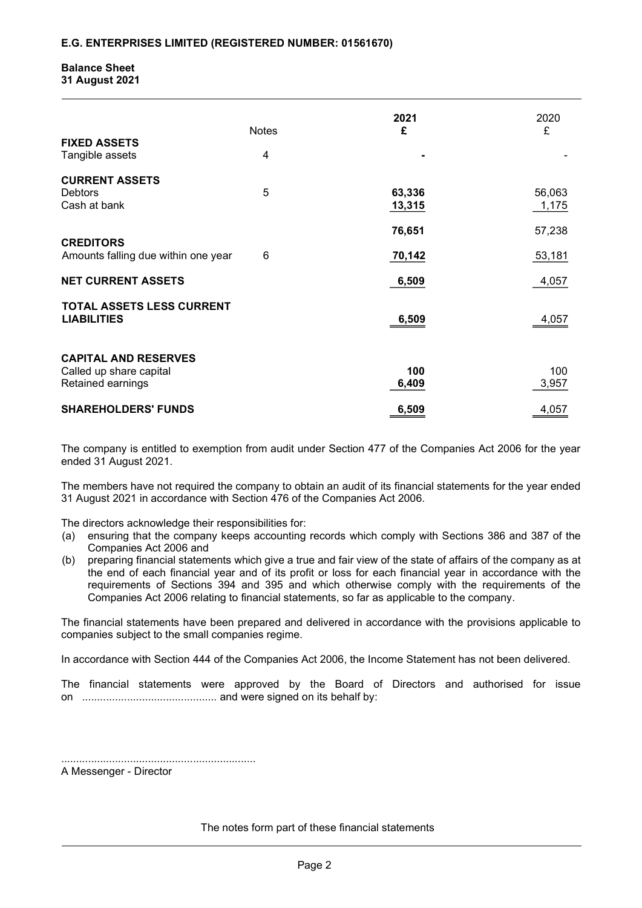**E.G. ENTERPRISES LIMITED (REGISTERED NUMBER: 01561670)**

**Balance Sheet**
**31 August 2021**

| | Notes | 2021 £ | 2020 £ |
|---|---|---|---|
| **FIXED ASSETS** | | | |
| Tangible assets | 4 | - | - |
| | | | |
| **CURRENT ASSETS** | | | |
| Debtors | 5 | 63,336 | 56,063 |
| Cash at bank | | 13,315 | 1,175 |
| | | 76,651 | 57,238 |
| **CREDITORS** | | | |
| Amounts falling due within one year | 6 | 70,142 | 53,181 |
| **NET CURRENT ASSETS** | | 6,509 | 4,057 |
| **TOTAL ASSETS LESS CURRENT LIABILITIES** | | 6,509 | 4,057 |
| | | | |
| **CAPITAL AND RESERVES** | | | |
| Called up share capital | | 100 | 100 |
| Retained earnings | | 6,409 | 3,957 |
| **SHAREHOLDERS' FUNDS** | | 6,509 | 4,057 |

The company is entitled to exemption from audit under Section 477 of the Companies Act 2006 for the year ended 31 August 2021.

The members have not required the company to obtain an audit of its financial statements for the year ended 31 August 2021 in accordance with Section 476 of the Companies Act 2006.

The directors acknowledge their responsibilities for:

(a) ensuring that the company keeps accounting records which comply with Sections 386 and 387 of the Companies Act 2006 and

(b) preparing financial statements which give a true and fair view of the state of affairs of the company as at the end of each financial year and of its profit or loss for each financial year in accordance with the requirements of Sections 394 and 395 and which otherwise comply with the requirements of the Companies Act 2006 relating to financial statements, so far as applicable to the company.

The financial statements have been prepared and delivered in accordance with the provisions applicable to companies subject to the small companies regime.

In accordance with Section 444 of the Companies Act 2006, the Income Statement has not been delivered.

The financial statements were approved by the Board of Directors and authorised for issue on ............................................ and were signed on its behalf by:

................................................................
A Messenger - Director

The notes form part of these financial statements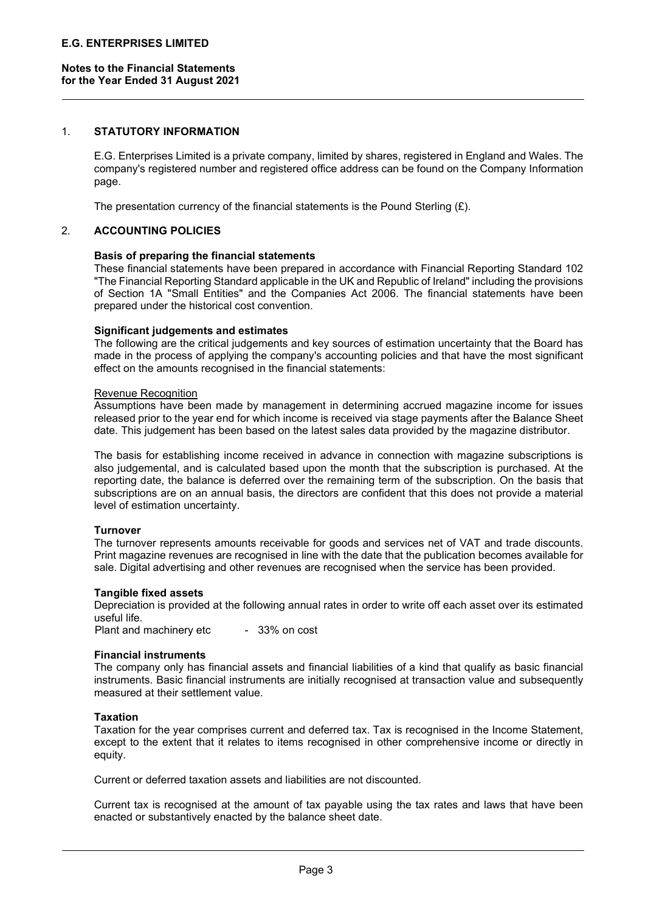**E.G. ENTERPRISES LIMITED**

**Notes to the Financial Statements**
**for the Year Ended 31 August 2021**

## 1. STATUTORY INFORMATION

E.G. Enterprises Limited is a private company, limited by shares, registered in England and Wales. The company's registered number and registered office address can be found on the Company Information page.

The presentation currency of the financial statements is the Pound Sterling (£).

## 2. ACCOUNTING POLICIES

**Basis of preparing the financial statements**

These financial statements have been prepared in accordance with Financial Reporting Standard 102 "The Financial Reporting Standard applicable in the UK and Republic of Ireland" including the provisions of Section 1A "Small Entities" and the Companies Act 2006. The financial statements have been prepared under the historical cost convention.

**Significant judgements and estimates**

The following are the critical judgements and key sources of estimation uncertainty that the Board has made in the process of applying the company's accounting policies and that have the most significant effect on the amounts recognised in the financial statements:

Revenue Recognition

Assumptions have been made by management in determining accrued magazine income for issues released prior to the year end for which income is received via stage payments after the Balance Sheet date. This judgement has been based on the latest sales data provided by the magazine distributor.

The basis for establishing income received in advance in connection with magazine subscriptions is also judgemental, and is calculated based upon the month that the subscription is purchased. At the reporting date, the balance is deferred over the remaining term of the subscription. On the basis that subscriptions are on an annual basis, the directors are confident that this does not provide a material level of estimation uncertainty.

**Turnover**

The turnover represents amounts receivable for goods and services net of VAT and trade discounts. Print magazine revenues are recognised in line with the date that the publication becomes available for sale. Digital advertising and other revenues are recognised when the service has been provided.

**Tangible fixed assets**

Depreciation is provided at the following annual rates in order to write off each asset over its estimated useful life.

Plant and machinery etc - 33% on cost

**Financial instruments**

The company only has financial assets and financial liabilities of a kind that qualify as basic financial instruments. Basic financial instruments are initially recognised at transaction value and subsequently measured at their settlement value.

**Taxation**

Taxation for the year comprises current and deferred tax. Tax is recognised in the Income Statement, except to the extent that it relates to items recognised in other comprehensive income or directly in equity.

Current or deferred taxation assets and liabilities are not discounted.

Current tax is recognised at the amount of tax payable using the tax rates and laws that have been enacted or substantively enacted by the balance sheet date.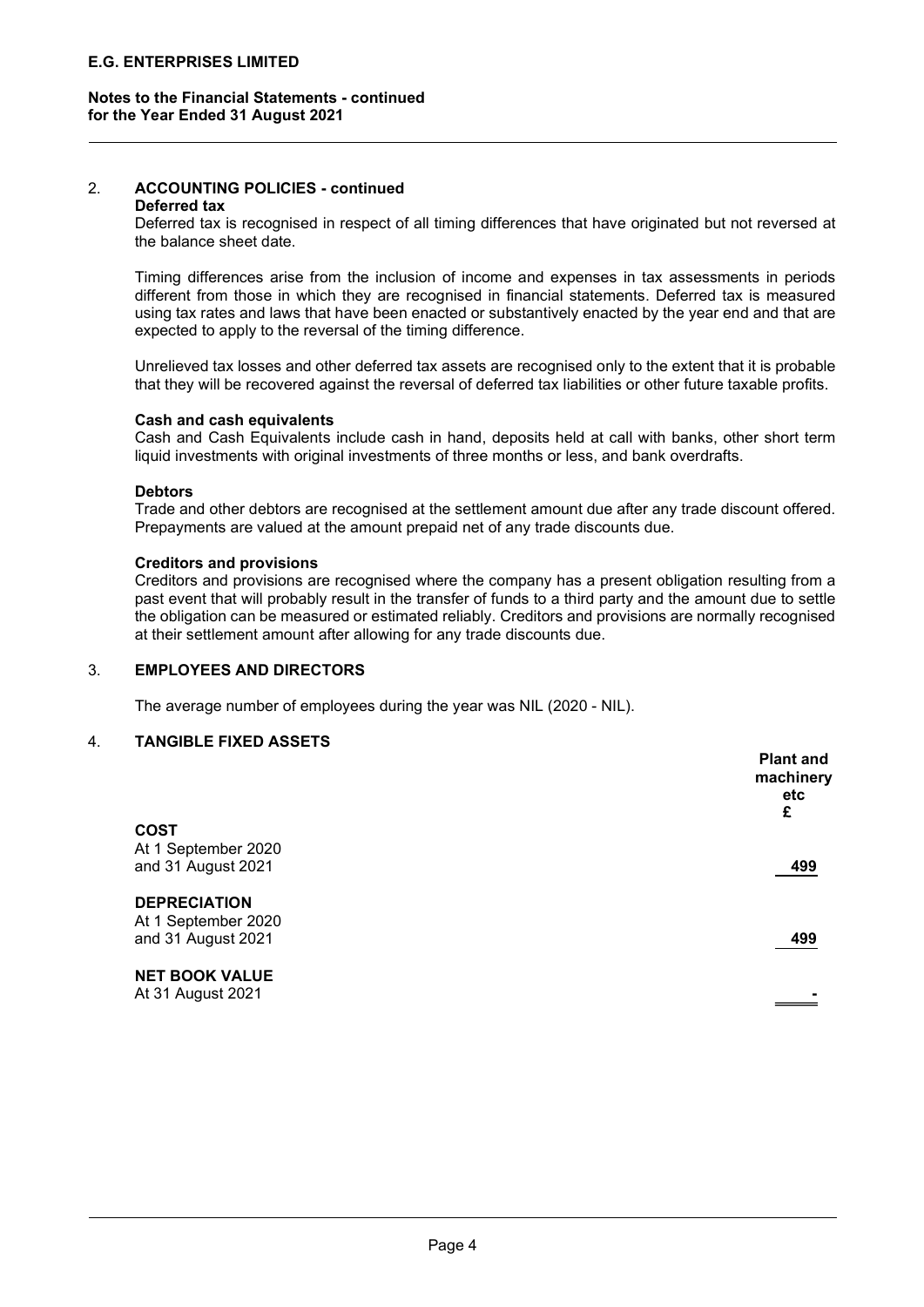## 2. ACCOUNTING POLICIES - continued

**Deferred tax**

Deferred tax is recognised in respect of all timing differences that have originated but not reversed at the balance sheet date.

Timing differences arise from the inclusion of income and expenses in tax assessments in periods different from those in which they are recognised in financial statements. Deferred tax is measured using tax rates and laws that have been enacted or substantively enacted by the year end and that are expected to apply to the reversal of the timing difference.

Unrelieved tax losses and other deferred tax assets are recognised only to the extent that it is probable that they will be recovered against the reversal of deferred tax liabilities or other future taxable profits.

**Cash and cash equivalents**

Cash and Cash Equivalents include cash in hand, deposits held at call with banks, other short term liquid investments with original investments of three months or less, and bank overdrafts.

**Debtors**

Trade and other debtors are recognised at the settlement amount due after any trade discount offered. Prepayments are valued at the amount prepaid net of any trade discounts due.

**Creditors and provisions**

Creditors and provisions are recognised where the company has a present obligation resulting from a past event that will probably result in the transfer of funds to a third party and the amount due to settle the obligation can be measured or estimated reliably. Creditors and provisions are normally recognised at their settlement amount after allowing for any trade discounts due.

## 3. EMPLOYEES AND DIRECTORS

The average number of employees during the year was NIL (2020 - NIL).

## 4. TANGIBLE FIXED ASSETS

| | Plant and machinery etc £ |
|---|---|
| **COST** | |
| At 1 September 2020 and 31 August 2021 | 499 |
| **DEPRECIATION** | |
| At 1 September 2020 and 31 August 2021 | 499 |
| **NET BOOK VALUE** | |
| At 31 August 2021 | - |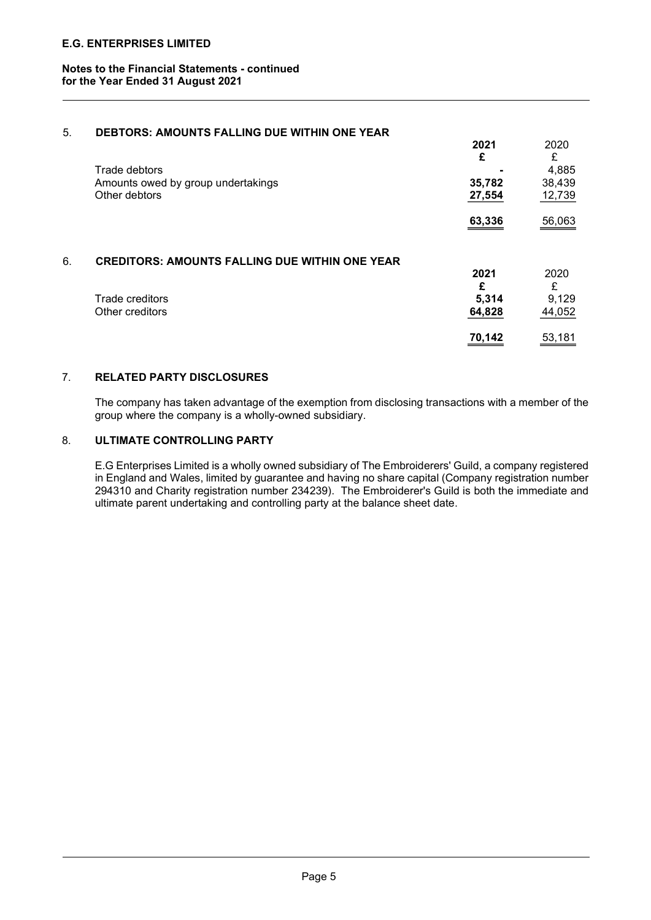**E.G. ENTERPRISES LIMITED**

**Notes to the Financial Statements - continued for the Year Ended 31 August 2021**

## 5. DEBTORS: AMOUNTS FALLING DUE WITHIN ONE YEAR

| | 2021 | 2020 |
|---|---|---|
| | £ | £ |
| Trade debtors | - | 4,885 |
| Amounts owed by group undertakings | 35,782 | 38,439 |
| Other debtors | 27,554 | 12,739 |
| | **63,336** | 56,063 |

## 6. CREDITORS: AMOUNTS FALLING DUE WITHIN ONE YEAR

| | 2021 | 2020 |
|---|---|---|
| | £ | £ |
| Trade creditors | 5,314 | 9,129 |
| Other creditors | 64,828 | 44,052 |
| | **70,142** | 53,181 |

## 7. RELATED PARTY DISCLOSURES

The company has taken advantage of the exemption from disclosing transactions with a member of the group where the company is a wholly-owned subsidiary.

## 8. ULTIMATE CONTROLLING PARTY

E.G Enterprises Limited is a wholly owned subsidiary of The Embroiderers' Guild, a company registered in England and Wales, limited by guarantee and having no share capital (Company registration number 294310 and Charity registration number 234239). The Embroiderer's Guild is both the immediate and ultimate parent undertaking and controlling party at the balance sheet date.